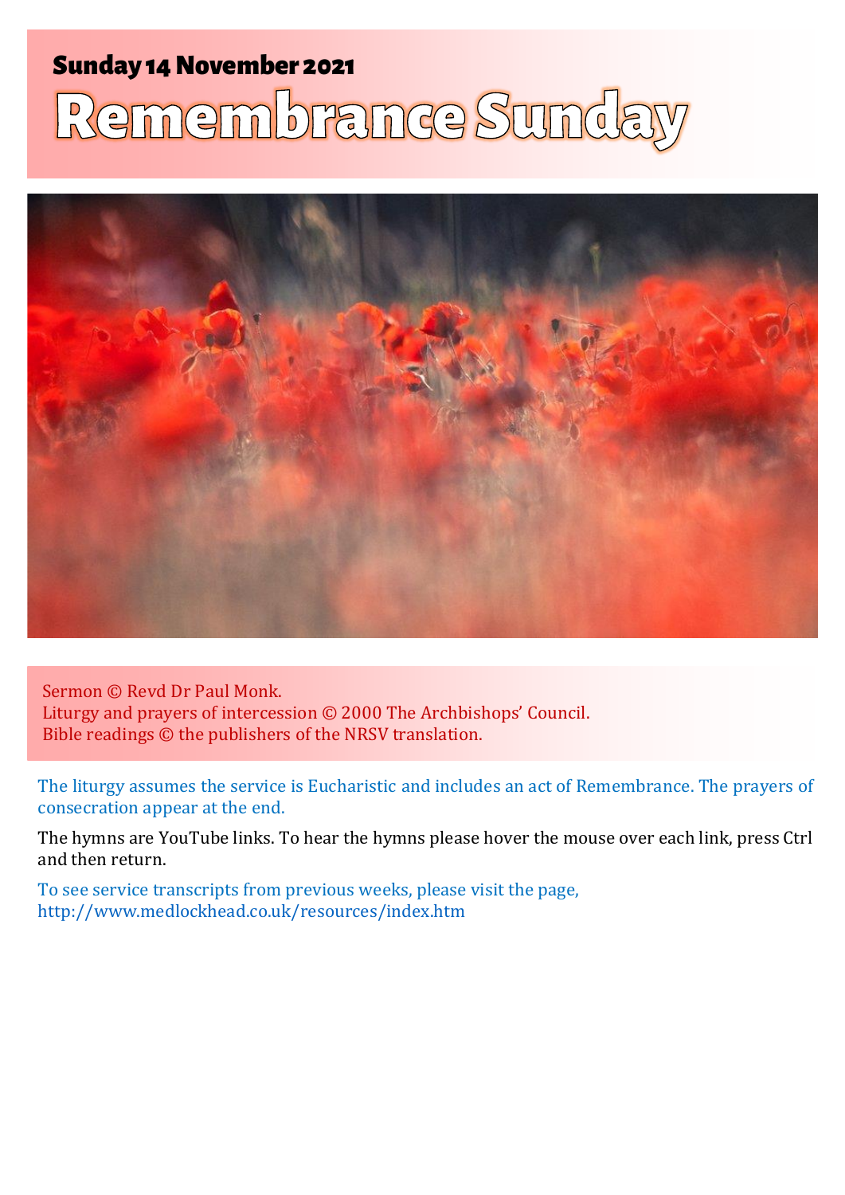## Sunday 14 November 2021

# Remembrance Sunday

Sermon © Revd Dr Paul Monk.
Liturgy and prayers of intercession © 2000 The Archbishops' Council.
Bible readings © the publishers of the NRSV translation.

The liturgy assumes the service is Eucharistic and includes an act of Remembrance. The prayers of consecration appear at the end.

The hymns are YouTube links. To hear the hymns please hover the mouse over each link, press Ctrl and then return.

To see service transcripts from previous weeks, please visit the page, http://www.medlockhead.co.uk/resources/index.htm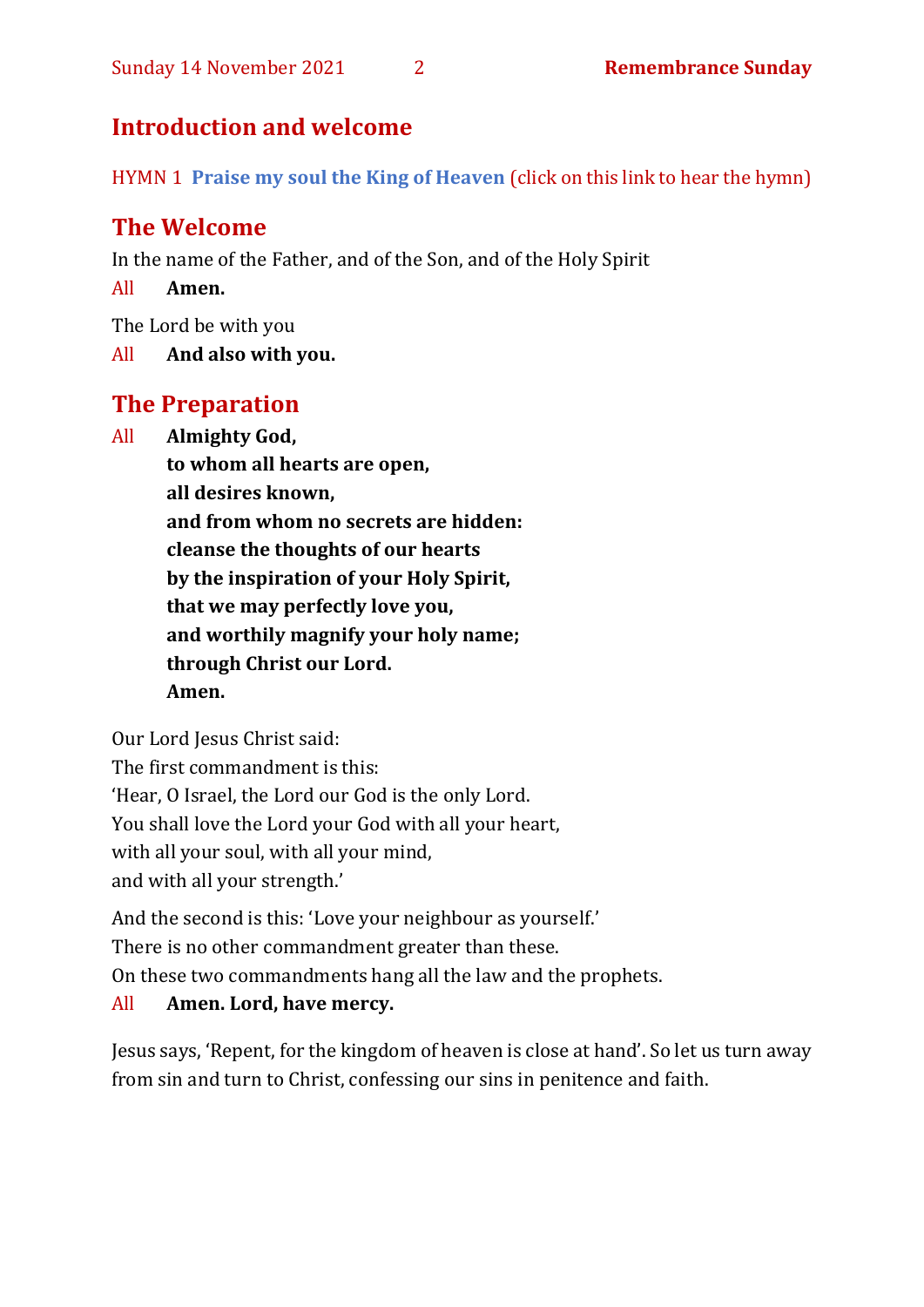## Introduction and welcome

HYMN 1 **Praise my soul the King of Heaven** (click on this link to hear the hymn)

## The Welcome

In the name of the Father, and of the Son, and of the Holy Spirit

All **Amen.**

The Lord be with you

All **And also with you.**

## The Preparation

All **Almighty God,**
**to whom all hearts are open,**
**all desires known,**
**and from whom no secrets are hidden:**
**cleanse the thoughts of our hearts**
**by the inspiration of your Holy Spirit,**
**that we may perfectly love you,**
**and worthily magnify your holy name;**
**through Christ our Lord.**
**Amen.**

Our Lord Jesus Christ said:
The first commandment is this:
'Hear, O Israel, the Lord our God is the only Lord.
You shall love the Lord your God with all your heart,
with all your soul, with all your mind,
and with all your strength.'

And the second is this: 'Love your neighbour as yourself.'
There is no other commandment greater than these.
On these two commandments hang all the law and the prophets.

All **Amen. Lord, have mercy.**

Jesus says, 'Repent, for the kingdom of heaven is close at hand'. So let us turn away from sin and turn to Christ, confessing our sins in penitence and faith.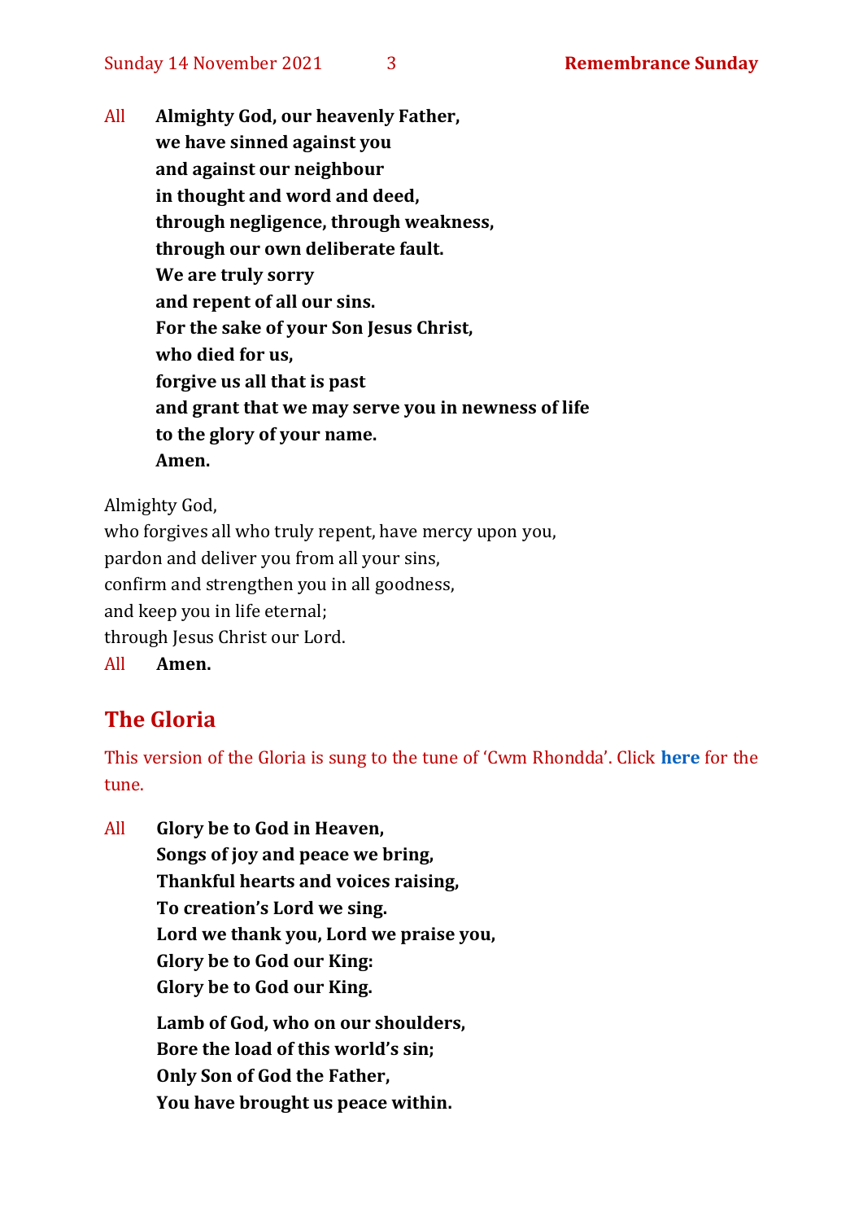All **Almighty God, our heavenly Father,**
**we have sinned against you**
**and against our neighbour**
**in thought and word and deed,**
**through negligence, through weakness,**
**through our own deliberate fault.**
**We are truly sorry**
**and repent of all our sins.**
**For the sake of your Son Jesus Christ,**
**who died for us,**
**forgive us all that is past**
**and grant that we may serve you in newness of life**
**to the glory of your name.**
**Amen.**

Almighty God,
who forgives all who truly repent, have mercy upon you,
pardon and deliver you from all your sins,
confirm and strengthen you in all goodness,
and keep you in life eternal;
through Jesus Christ our Lord.

All **Amen.**

## The Gloria

This version of the Gloria is sung to the tune of 'Cwm Rhondda'. Click **here** for the tune.

All **Glory be to God in Heaven,**
**Songs of joy and peace we bring,**
**Thankful hearts and voices raising,**
**To creation's Lord we sing.**
**Lord we thank you, Lord we praise you,**
**Glory be to God our King:**
**Glory be to God our King.**

**Lamb of God, who on our shoulders,**
**Bore the load of this world's sin;**
**Only Son of God the Father,**
**You have brought us peace within.**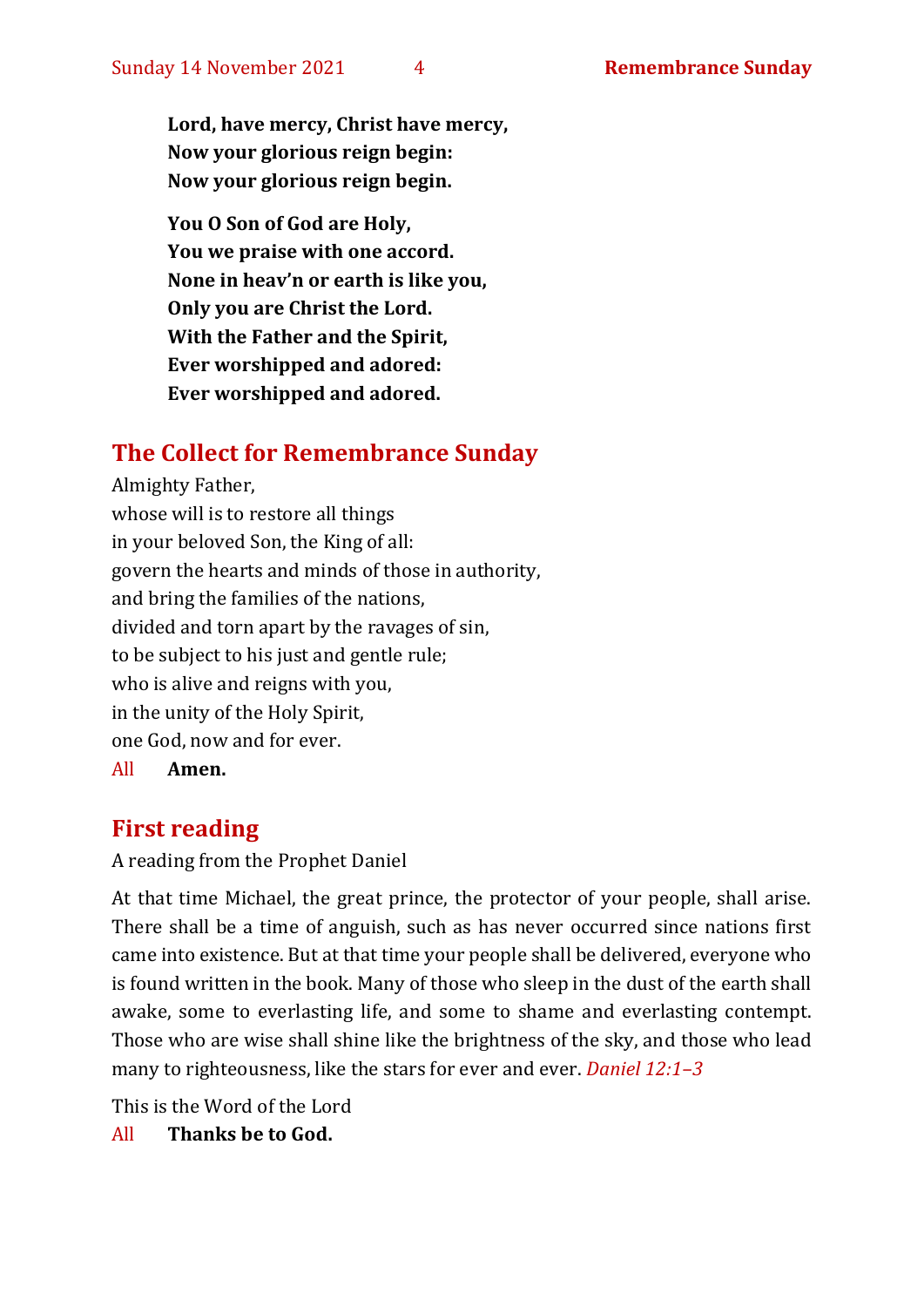**Lord, have mercy, Christ have mercy,**
**Now your glorious reign begin:**
**Now your glorious reign begin.**

**You O Son of God are Holy,**
**You we praise with one accord.**
**None in heav'n or earth is like you,**
**Only you are Christ the Lord.**
**With the Father and the Spirit,**
**Ever worshipped and adored:**
**Ever worshipped and adored.**

## The Collect for Remembrance Sunday

Almighty Father,
whose will is to restore all things
in your beloved Son, the King of all:
govern the hearts and minds of those in authority,
and bring the families of the nations,
divided and torn apart by the ravages of sin,
to be subject to his just and gentle rule;
who is alive and reigns with you,
in the unity of the Holy Spirit,
one God, now and for ever.

All **Amen.**

## First reading

A reading from the Prophet Daniel

At that time Michael, the great prince, the protector of your people, shall arise. There shall be a time of anguish, such as has never occurred since nations first came into existence. But at that time your people shall be delivered, everyone who is found written in the book. Many of those who sleep in the dust of the earth shall awake, some to everlasting life, and some to shame and everlasting contempt. Those who are wise shall shine like the brightness of the sky, and those who lead many to righteousness, like the stars for ever and ever. *Daniel 12:1–3*

This is the Word of the Lord

All **Thanks be to God.**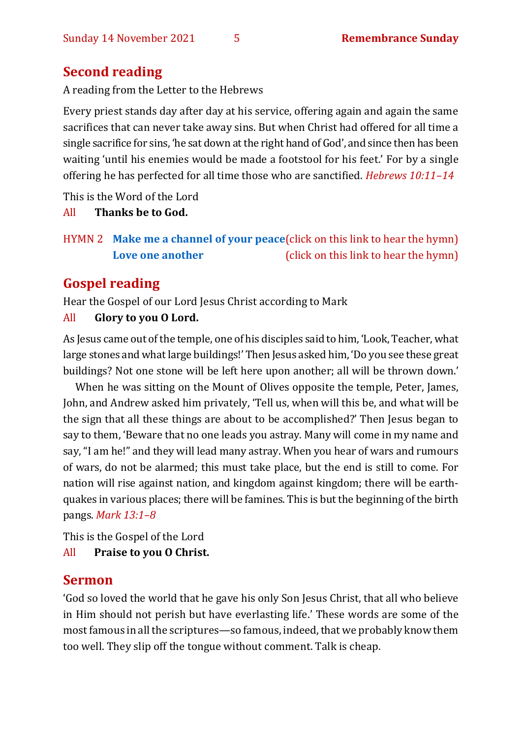## Second reading

A reading from the Letter to the Hebrews

Every priest stands day after day at his service, offering again and again the same sacrifices that can never take away sins. But when Christ had offered for all time a single sacrifice for sins, 'he sat down at the right hand of God', and since then has been waiting 'until his enemies would be made a footstool for his feet.' For by a single offering he has perfected for all time those who are sanctified. *Hebrews 10:11–14*

This is the Word of the Lord

All **Thanks be to God.**

HYMN 2 **Make me a channel of your peace** (click on this link to hear the hymn)
**Love one another** (click on this link to hear the hymn)

## Gospel reading

Hear the Gospel of our Lord Jesus Christ according to Mark

All **Glory to you O Lord.**

As Jesus came out of the temple, one of his disciples said to him, 'Look, Teacher, what large stones and what large buildings!' Then Jesus asked him, 'Do you see these great buildings? Not one stone will be left here upon another; all will be thrown down.'

When he was sitting on the Mount of Olives opposite the temple, Peter, James, John, and Andrew asked him privately, 'Tell us, when will this be, and what will be the sign that all these things are about to be accomplished?' Then Jesus began to say to them, 'Beware that no one leads you astray. Many will come in my name and say, "I am he!" and they will lead many astray. When you hear of wars and rumours of wars, do not be alarmed; this must take place, but the end is still to come. For nation will rise against nation, and kingdom against kingdom; there will be earthquakes in various places; there will be famines. This is but the beginning of the birth pangs. *Mark 13:1–8*

This is the Gospel of the Lord

All **Praise to you O Christ.**

## Sermon

'God so loved the world that he gave his only Son Jesus Christ, that all who believe in Him should not perish but have everlasting life.' These words are some of the most famous in all the scriptures—so famous, indeed, that we probably know them too well. They slip off the tongue without comment. Talk is cheap.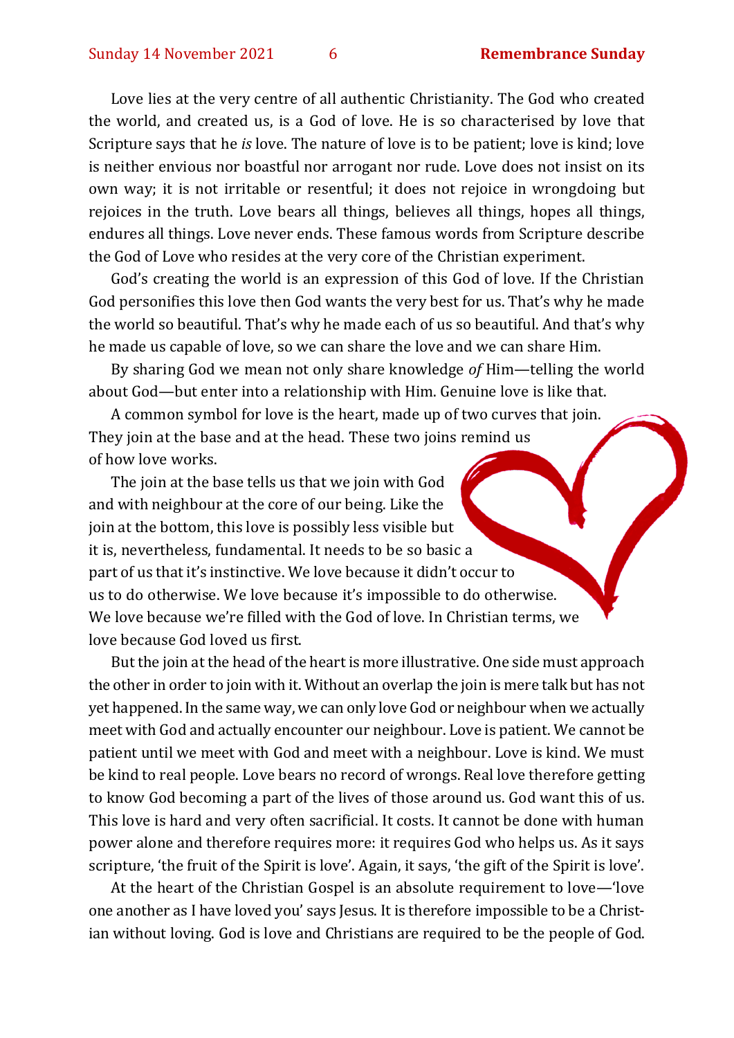Love lies at the very centre of all authentic Christianity. The God who created the world, and created us, is a God of love. He is so characterised by love that Scripture says that he *is* love. The nature of love is to be patient; love is kind; love is neither envious nor boastful nor arrogant nor rude. Love does not insist on its own way; it is not irritable or resentful; it does not rejoice in wrongdoing but rejoices in the truth. Love bears all things, believes all things, hopes all things, endures all things. Love never ends. These famous words from Scripture describe the God of Love who resides at the very core of the Christian experiment.

God's creating the world is an expression of this God of love. If the Christian God personifies this love then God wants the very best for us. That's why he made the world so beautiful. That's why he made each of us so beautiful. And that's why he made us capable of love, so we can share the love and we can share Him.

By sharing God we mean not only share knowledge *of* Him—telling the world about God—but enter into a relationship with Him. Genuine love is like that.

A common symbol for love is the heart, made up of two curves that join. They join at the base and at the head. These two joins remind us of how love works.

The join at the base tells us that we join with God and with neighbour at the core of our being. Like the join at the bottom, this love is possibly less visible but it is, nevertheless, fundamental. It needs to be so basic a part of us that it's instinctive. We love because it didn't occur to us to do otherwise. We love because it's impossible to do otherwise. We love because we're filled with the God of love. In Christian terms, we love because God loved us first.

But the join at the head of the heart is more illustrative. One side must approach the other in order to join with it. Without an overlap the join is mere talk but has not yet happened. In the same way, we can only love God or neighbour when we actually meet with God and actually encounter our neighbour. Love is patient. We cannot be patient until we meet with God and meet with a neighbour. Love is kind. We must be kind to real people. Love bears no record of wrongs. Real love therefore getting to know God becoming a part of the lives of those around us. God want this of us. This love is hard and very often sacrificial. It costs. It cannot be done with human power alone and therefore requires more: it requires God who helps us. As it says scripture, 'the fruit of the Spirit is love'. Again, it says, 'the gift of the Spirit is love'.

At the heart of the Christian Gospel is an absolute requirement to love—'love one another as I have loved you' says Jesus. It is therefore impossible to be a Christian without loving. God is love and Christians are required to be the people of God.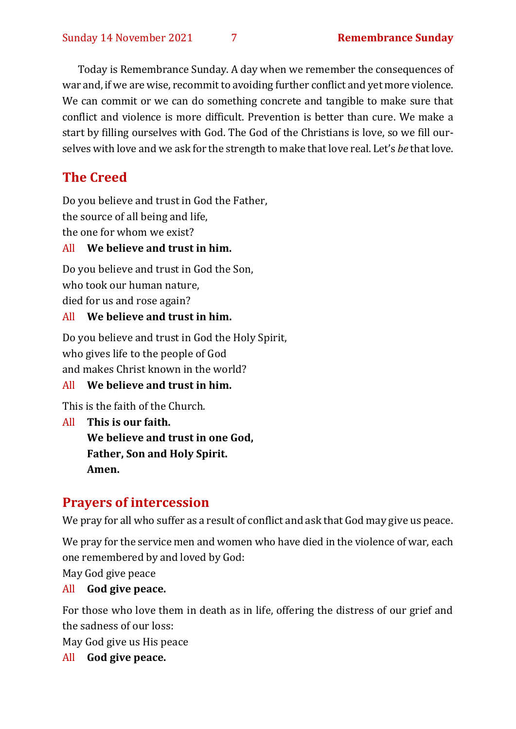Today is Remembrance Sunday. A day when we remember the consequences of war and, if we are wise, recommit to avoiding further conflict and yet more violence. We can commit or we can do something concrete and tangible to make sure that conflict and violence is more difficult. Prevention is better than cure. We make a start by filling ourselves with God. The God of the Christians is love, so we fill ourselves with love and we ask for the strength to make that love real. Let's *be* that love.

## The Creed

Do you believe and trust in God the Father,
the source of all being and life,
the one for whom we exist?

All **We believe and trust in him.**

Do you believe and trust in God the Son,
who took our human nature,
died for us and rose again?

All **We believe and trust in him.**

Do you believe and trust in God the Holy Spirit,
who gives life to the people of God
and makes Christ known in the world?

All **We believe and trust in him.**

This is the faith of the Church.

All **This is our faith.**
**We believe and trust in one God,**
**Father, Son and Holy Spirit.**
**Amen.**

## Prayers of intercession

We pray for all who suffer as a result of conflict and ask that God may give us peace.

We pray for the service men and women who have died in the violence of war, each one remembered by and loved by God:

May God give peace

All **God give peace.**

For those who love them in death as in life, offering the distress of our grief and the sadness of our loss:

May God give us His peace

All **God give peace.**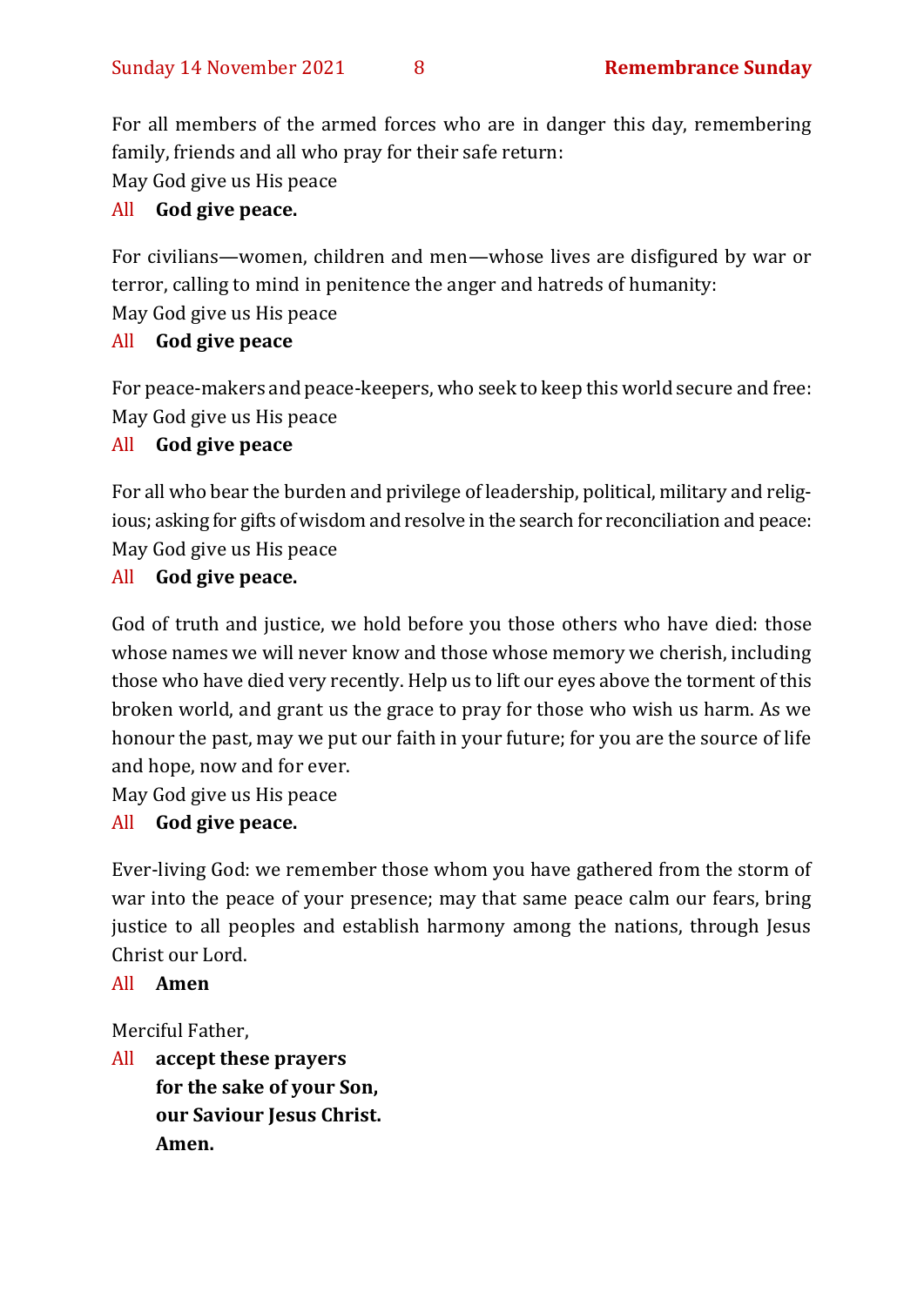For all members of the armed forces who are in danger this day, remembering family, friends and all who pray for their safe return:
May God give us His peace

All **God give peace.**

For civilians—women, children and men—whose lives are disfigured by war or terror, calling to mind in penitence the anger and hatreds of humanity:
May God give us His peace

All **God give peace**

For peace-makers and peace-keepers, who seek to keep this world secure and free:
May God give us His peace

All **God give peace**

For all who bear the burden and privilege of leadership, political, military and religious; asking for gifts of wisdom and resolve in the search for reconciliation and peace:
May God give us His peace

All **God give peace.**

God of truth and justice, we hold before you those others who have died: those whose names we will never know and those whose memory we cherish, including those who have died very recently. Help us to lift our eyes above the torment of this broken world, and grant us the grace to pray for those who wish us harm. As we honour the past, may we put our faith in your future; for you are the source of life and hope, now and for ever.
May God give us His peace

All **God give peace.**

Ever-living God: we remember those whom you have gathered from the storm of war into the peace of your presence; may that same peace calm our fears, bring justice to all peoples and establish harmony among the nations, through Jesus Christ our Lord.

All **Amen**

Merciful Father,

All **accept these prayers**
**for the sake of your Son,**
**our Saviour Jesus Christ.**
**Amen.**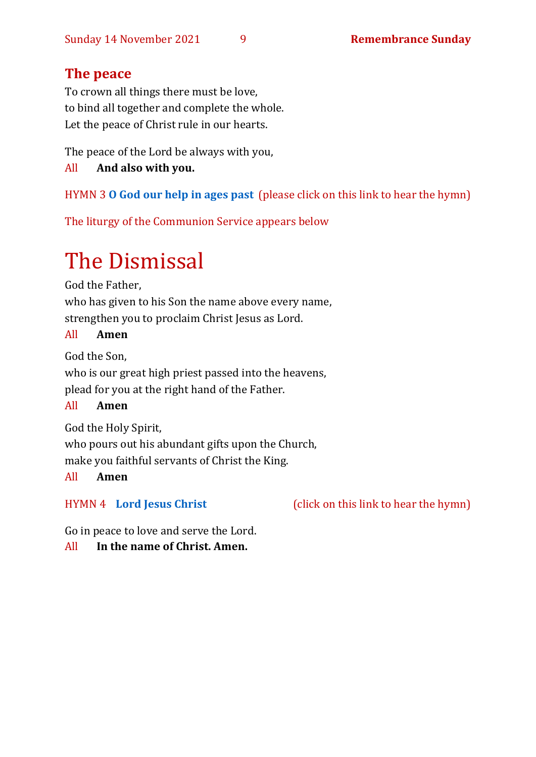## The peace

To crown all things there must be love,
to bind all together and complete the whole.
Let the peace of Christ rule in our hearts.

The peace of the Lord be always with you,
All **And also with you.**

HYMN 3 **O God our help in ages past** (please click on this link to hear the hymn)

The liturgy of the Communion Service appears below

# The Dismissal

God the Father,
who has given to his Son the name above every name,
strengthen you to proclaim Christ Jesus as Lord.
All **Amen**

God the Son,
who is our great high priest passed into the heavens,
plead for you at the right hand of the Father.
All **Amen**

God the Holy Spirit,
who pours out his abundant gifts upon the Church,
make you faithful servants of Christ the King.
All **Amen**

HYMN 4 **Lord Jesus Christ** (click on this link to hear the hymn)

Go in peace to love and serve the Lord.
All **In the name of Christ. Amen.**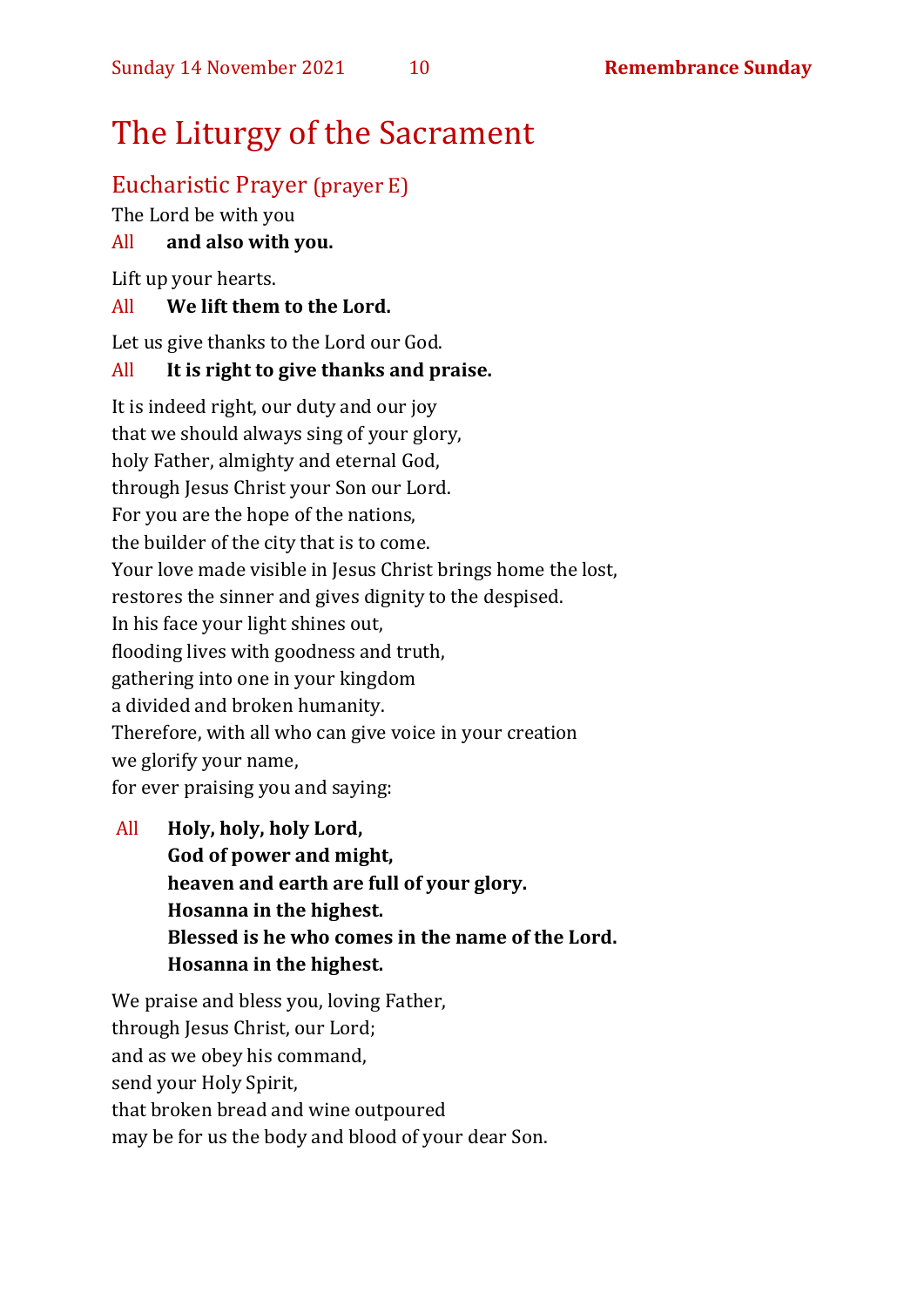# The Liturgy of the Sacrament

## Eucharistic Prayer (prayer E)

The Lord be with you

All **and also with you.**

Lift up your hearts.

All **We lift them to the Lord.**

Let us give thanks to the Lord our God.

All **It is right to give thanks and praise.**

It is indeed right, our duty and our joy
that we should always sing of your glory,
holy Father, almighty and eternal God,
through Jesus Christ your Son our Lord.
For you are the hope of the nations,
the builder of the city that is to come.
Your love made visible in Jesus Christ brings home the lost,
restores the sinner and gives dignity to the despised.
In his face your light shines out,
flooding lives with goodness and truth,
gathering into one in your kingdom
a divided and broken humanity.
Therefore, with all who can give voice in your creation
we glorify your name,
for ever praising you and saying:

All **Holy, holy, holy Lord,**
**God of power and might,**
**heaven and earth are full of your glory.**
**Hosanna in the highest.**
**Blessed is he who comes in the name of the Lord.**
**Hosanna in the highest.**

We praise and bless you, loving Father,
through Jesus Christ, our Lord;
and as we obey his command,
send your Holy Spirit,
that broken bread and wine outpoured
may be for us the body and blood of your dear Son.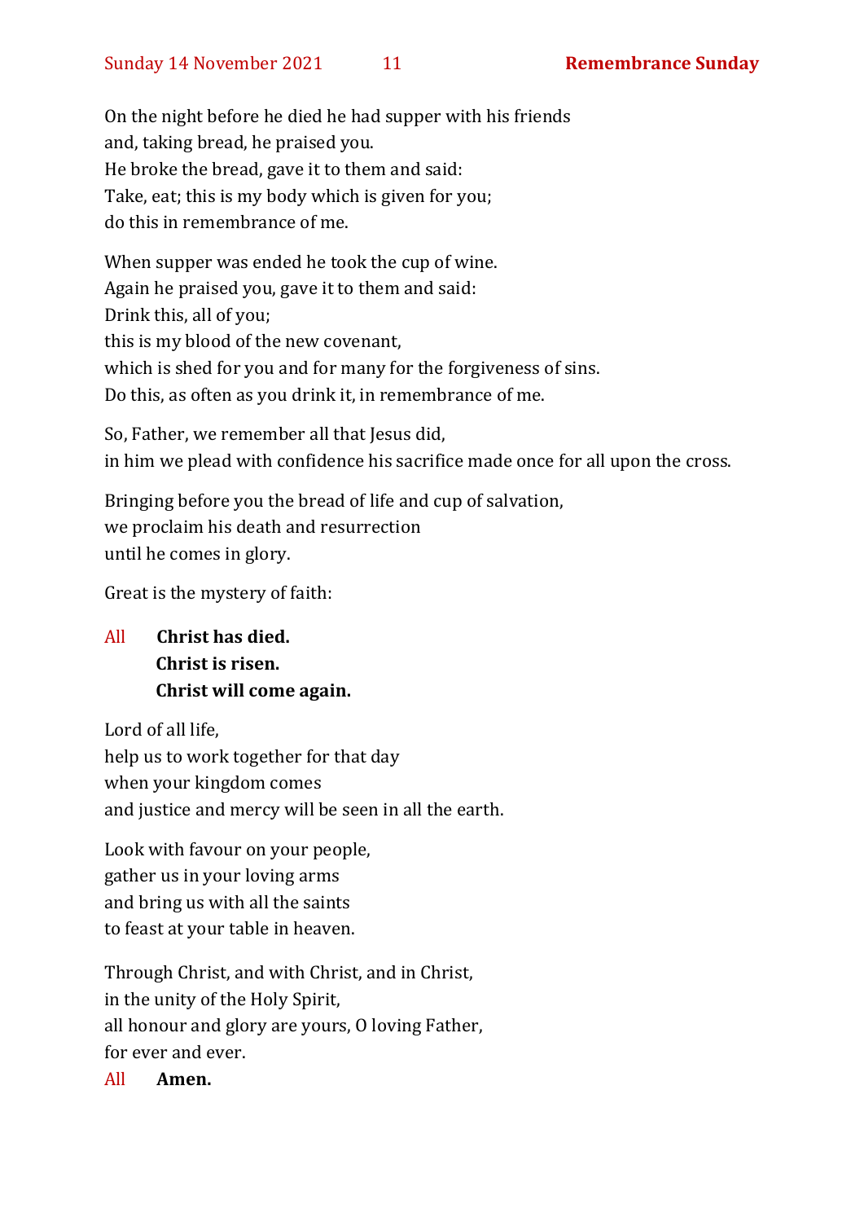On the night before he died he had supper with his friends
and, taking bread, he praised you.
He broke the bread, gave it to them and said:
Take, eat; this is my body which is given for you;
do this in remembrance of me.

When supper was ended he took the cup of wine.
Again he praised you, gave it to them and said:
Drink this, all of you;
this is my blood of the new covenant,
which is shed for you and for many for the forgiveness of sins.
Do this, as often as you drink it, in remembrance of me.

So, Father, we remember all that Jesus did,
in him we plead with confidence his sacrifice made once for all upon the cross.

Bringing before you the bread of life and cup of salvation,
we proclaim his death and resurrection
until he comes in glory.

Great is the mystery of faith:

All **Christ has died.**
**Christ is risen.**
**Christ will come again.**

Lord of all life,
help us to work together for that day
when your kingdom comes
and justice and mercy will be seen in all the earth.

Look with favour on your people,
gather us in your loving arms
and bring us with all the saints
to feast at your table in heaven.

Through Christ, and with Christ, and in Christ,
in the unity of the Holy Spirit,
all honour and glory are yours, O loving Father,
for ever and ever.

All **Amen.**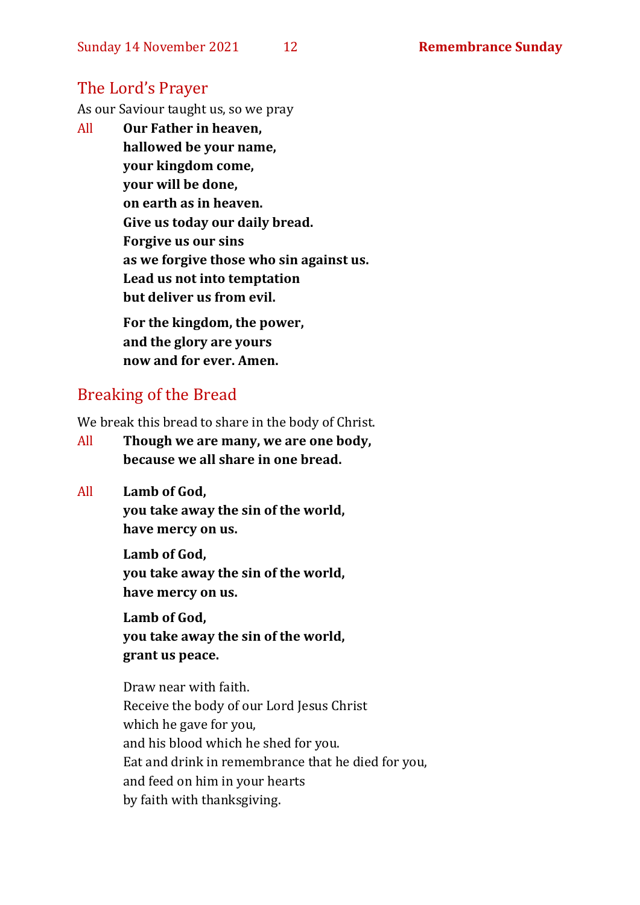## The Lord's Prayer

As our Saviour taught us, so we pray

All **Our Father in heaven,**
**hallowed be your name,**
**your kingdom come,**
**your will be done,**
**on earth as in heaven.**
**Give us today our daily bread.**
**Forgive us our sins**
**as we forgive those who sin against us.**
**Lead us not into temptation**
**but deliver us from evil.**

**For the kingdom, the power,**
**and the glory are yours**
**now and for ever. Amen.**

## Breaking of the Bread

We break this bread to share in the body of Christ.

All **Though we are many, we are one body,**
**because we all share in one bread.**

All **Lamb of God,**
**you take away the sin of the world,**
**have mercy on us.**

**Lamb of God,**
**you take away the sin of the world,**
**have mercy on us.**

**Lamb of God,**
**you take away the sin of the world,**
**grant us peace.**

Draw near with faith.
Receive the body of our Lord Jesus Christ
which he gave for you,
and his blood which he shed for you.
Eat and drink in remembrance that he died for you,
and feed on him in your hearts
by faith with thanksgiving.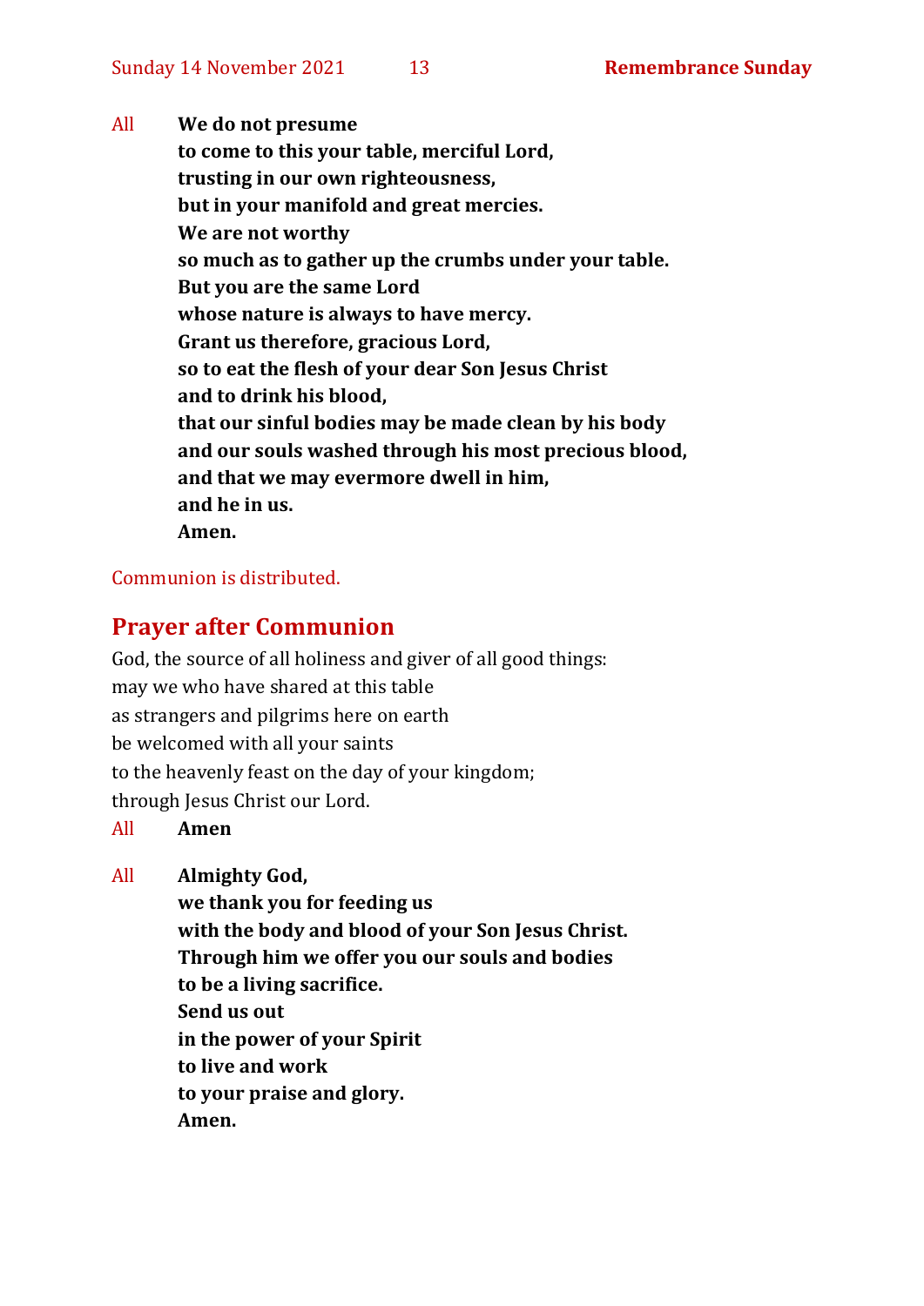All **We do not presume**
**to come to this your table, merciful Lord,**
**trusting in our own righteousness,**
**but in your manifold and great mercies.**
**We are not worthy**
**so much as to gather up the crumbs under your table.**
**But you are the same Lord**
**whose nature is always to have mercy.**
**Grant us therefore, gracious Lord,**
**so to eat the flesh of your dear Son Jesus Christ**
**and to drink his blood,**
**that our sinful bodies may be made clean by his body**
**and our souls washed through his most precious blood,**
**and that we may evermore dwell in him,**
**and he in us.**
**Amen.**

Communion is distributed.

## Prayer after Communion

God, the source of all holiness and giver of all good things:
may we who have shared at this table
as strangers and pilgrims here on earth
be welcomed with all your saints
to the heavenly feast on the day of your kingdom;
through Jesus Christ our Lord.

All **Amen**

All **Almighty God,**
**we thank you for feeding us**
**with the body and blood of your Son Jesus Christ.**
**Through him we offer you our souls and bodies**
**to be a living sacrifice.**
**Send us out**
**in the power of your Spirit**
**to live and work**
**to your praise and glory.**
**Amen.**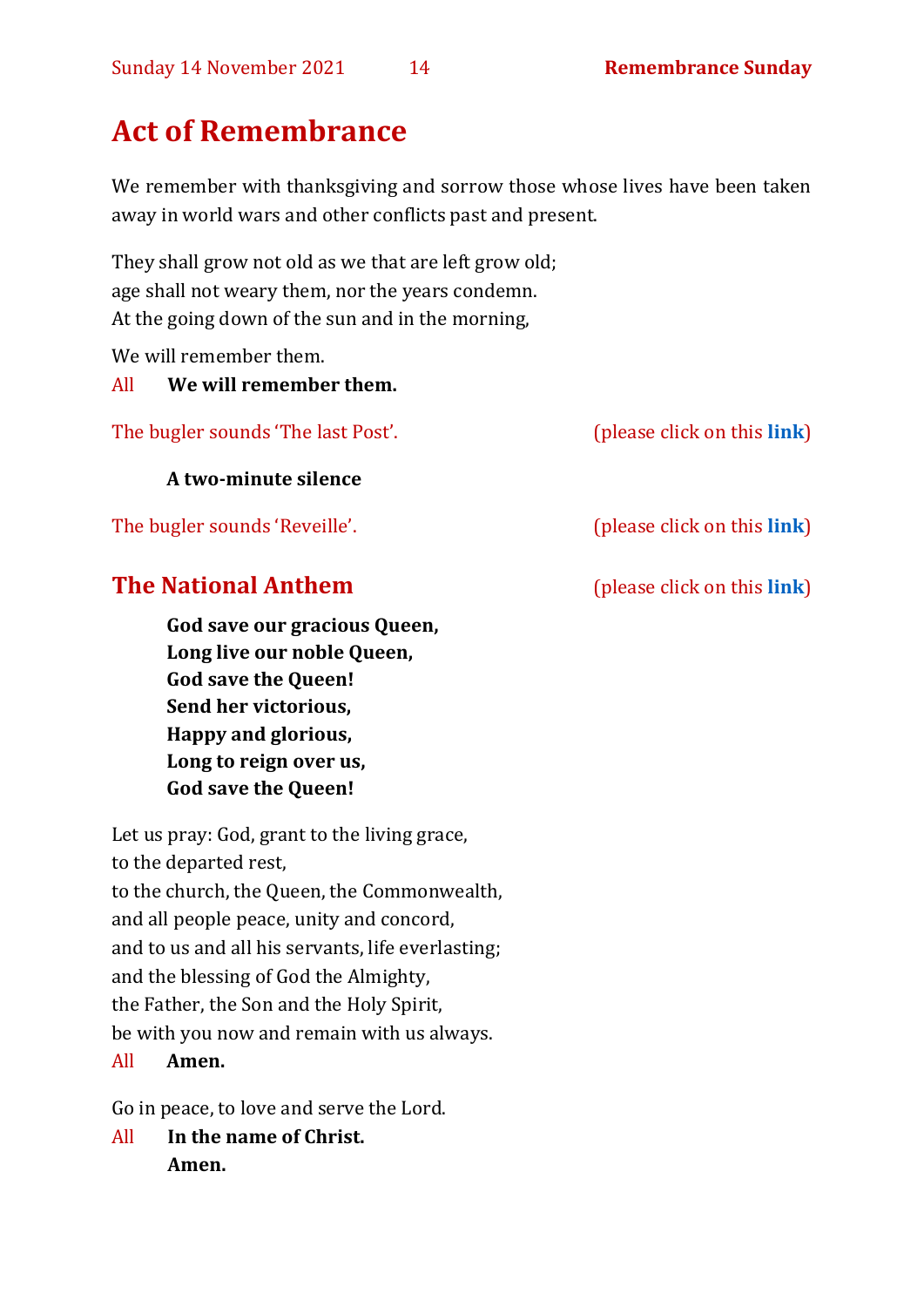## Act of Remembrance

We remember with thanksgiving and sorrow those whose lives have been taken away in world wars and other conflicts past and present.

They shall grow not old as we that are left grow old;
age shall not weary them, nor the years condemn.
At the going down of the sun and in the morning,

We will remember them.

All **We will remember them.**

The bugler sounds 'The last Post'. (please click on this **link**)

**A two-minute silence**

The bugler sounds 'Reveille'. (please click on this **link**)

## The National Anthem

(please click on this **link**)

**God save our gracious Queen,**
**Long live our noble Queen,**
**God save the Queen!**
**Send her victorious,**
**Happy and glorious,**
**Long to reign over us,**
**God save the Queen!**

Let us pray: God, grant to the living grace,
to the departed rest,
to the church, the Queen, the Commonwealth,
and all people peace, unity and concord,
and to us and all his servants, life everlasting;
and the blessing of God the Almighty,
the Father, the Son and the Holy Spirit,
be with you now and remain with us always.

All **Amen.**

Go in peace, to love and serve the Lord.

All **In the name of Christ.**
**Amen.**